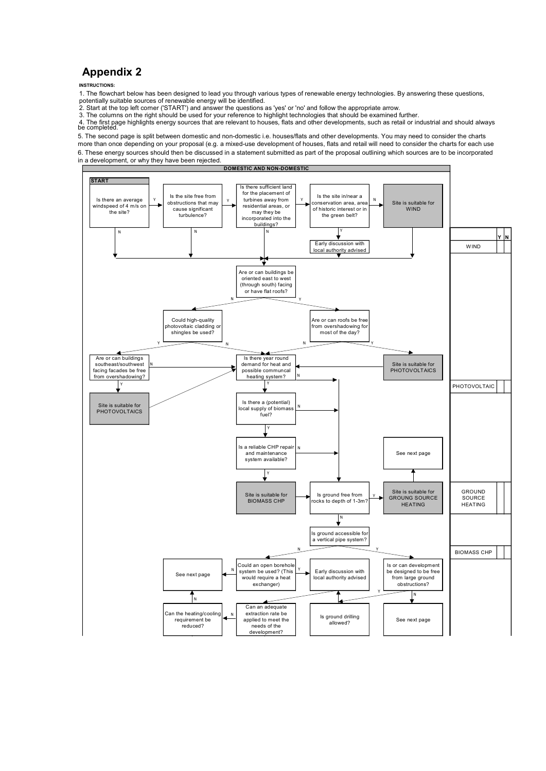# Appendix 2

**INSTRUCTIONS:**

1. The flowchart below has been designed to lead you through various types of renewable energy technologies. By answering these questions, potentially suitable sources of renewable energy will be identified.
2. Start at the top left corner ('START') and answer the questions as 'yes' or 'no' and follow the appropriate arrow.
3. The columns on the right should be used for your reference to highlight technologies that should be examined further.
4. The first page highlights energy sources that are relevant to houses, flats and other developments, such as retail or industrial and should always be completed.
5. The second page is split between domestic and non-domestic i.e. houses/flats and other developments. You may need to consider the charts more than once depending on your proposal (e.g. a mixed-use development of houses, flats and retail will need to consider the charts for each use
6. These energy sources should then be discussed in a statement submitted as part of the proposal outlining which sources are to be incorporated in a development, or why they have been rejected.

**DOMESTIC AND NON-DOMESTIC**

**START**

Is there an average windspeed of 4 m/s on the site? Y → Is the site free from obstructions that may cause significant turbulence? Y → Is there sufficient land for the placement of turbines away from residential areas, or may they be incorporated into the buildings? Y → Is the site in/near a conservation area, area of historic interest or in the green belt? N → Site is suitable for WIND

Y → Early discussion with local authority advised

N

Are or can buildings be oriented east to west (through south) facing or have flat roofs?

N → Could high-quality photovoltaic cladding or shingles be used?

Y → Are or can roofs be free from overshadowing for most of the day?

Y → Are or can buildings southeast/southwest facing facades be free from overshadowing?

N

Y → Site is suitable for PHOTOVOLTAICS

Is there year round demand for heat and possible communcal heating system?

Y → Is there a (potential) local supply of biomass fuel?

N

Y → Is a reliable CHP repair and maintenance system available?

N

Y → Site is suitable for BIOMASS CHP

Is ground free from rocks to depth of 1-3m?

Y → Site is suitable for GROUNG SOURCE HEATING

See next page

Is ground accessible for a vertical pipe system?

N → Could an open borehole system be used? (This would require a heat exchanger)

Y → Is or can development be designed to be free from large ground obstructions?

See next page

Early discussion with local authority advised

Can an adequate extraction rate be applied to meet the needs of the development?

Can the heating/cooling requirement be reduced?

Is ground drilling allowed?

See next page

| | Y | N |
|---|---|---|
| WIND | | |
| PHOTOVOLTAIC | | |
| GROUND SOURCE HEATING | | |
| BIOMASS CHP | | |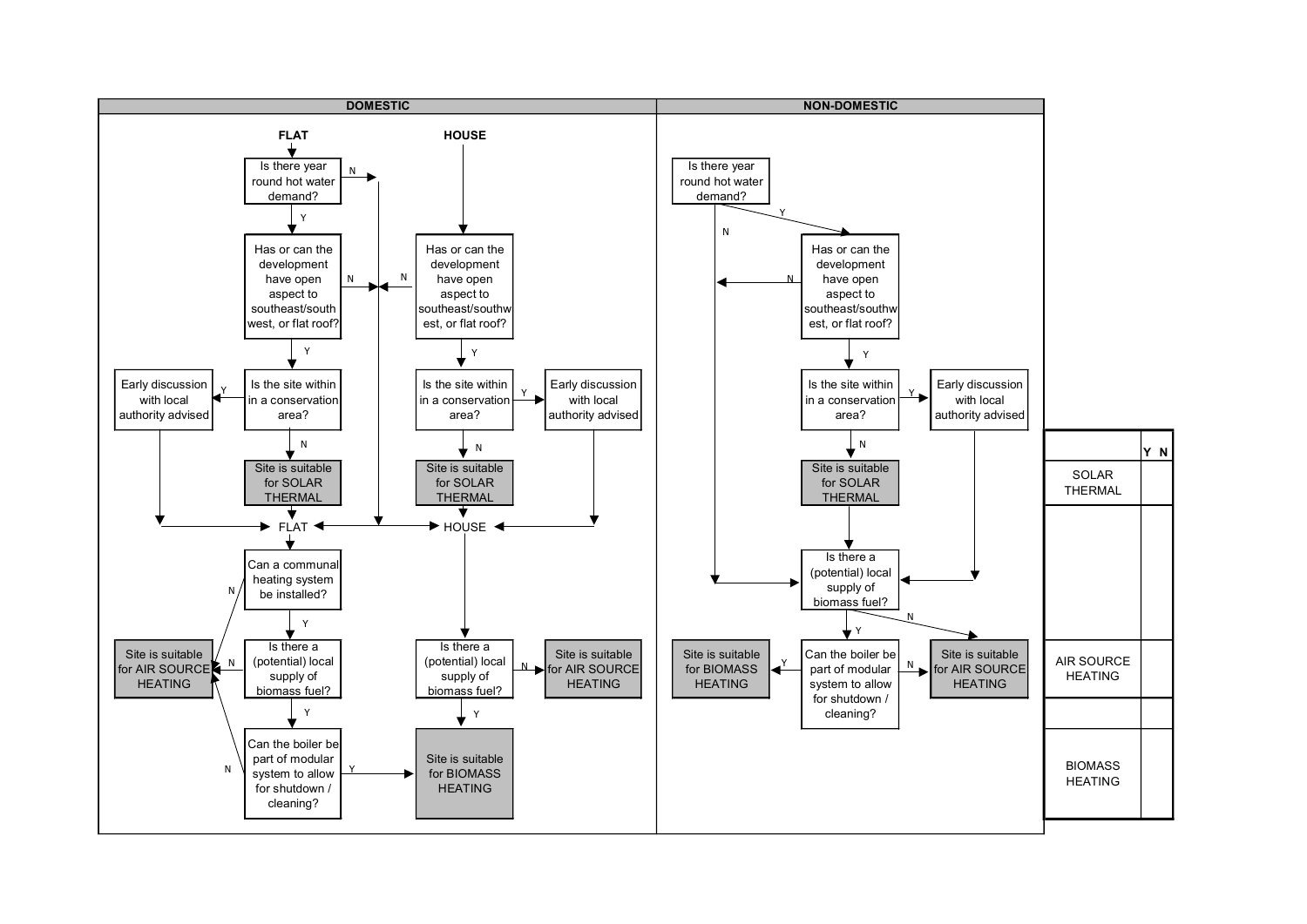| DOMESTIC | NON-DOMESTIC |
| --- | --- |

**DOMESTIC**

FLAT

HOUSE

Is there year round hot water demand?

N

Y

Has or can the development have open aspect to southeast/south west, or flat roof?

N

N

Has or can the development have open aspect to southeast/southwest, or flat roof?

Y

Y

Early discussion with local authority advised

Y

Is the site within in a conservation area?

Is the site within in a conservation area?

Y

Early discussion with local authority advised

N

N

Site is suitable for SOLAR THERMAL

Site is suitable for SOLAR THERMAL

FLAT

HOUSE

Can a communal heating system be installed?

N

Y

Site is suitable for AIR SOURCE HEATING

N

Is there a (potential) local supply of biomass fuel?

Is there a (potential) local supply of biomass fuel?

N

Site is suitable for AIR SOURCE HEATING

Y

Y

N

Can the boiler be part of modular system to allow for shutdown / cleaning?

Y

Site is suitable for BIOMASS HEATING

**NON-DOMESTIC**

Is there year round hot water demand?

Y

N

Has or can the development have open aspect to southeast/southwest, or flat roof?

N

Y

Is the site within in a conservation area?

Y

Early discussion with local authority advised

N

Site is suitable for SOLAR THERMAL

Is there a (potential) local supply of biomass fuel?

N

Y

Site is suitable for BIOMASS HEATING

Y

Can the boiler be part of modular system to allow for shutdown / cleaning?

N

Site is suitable for AIR SOURCE HEATING

| | Y | N |
| --- | --- | --- |
| SOLAR THERMAL | | |
| | | |
| AIR SOURCE HEATING | | |
| | | |
| BIOMASS HEATING | | |